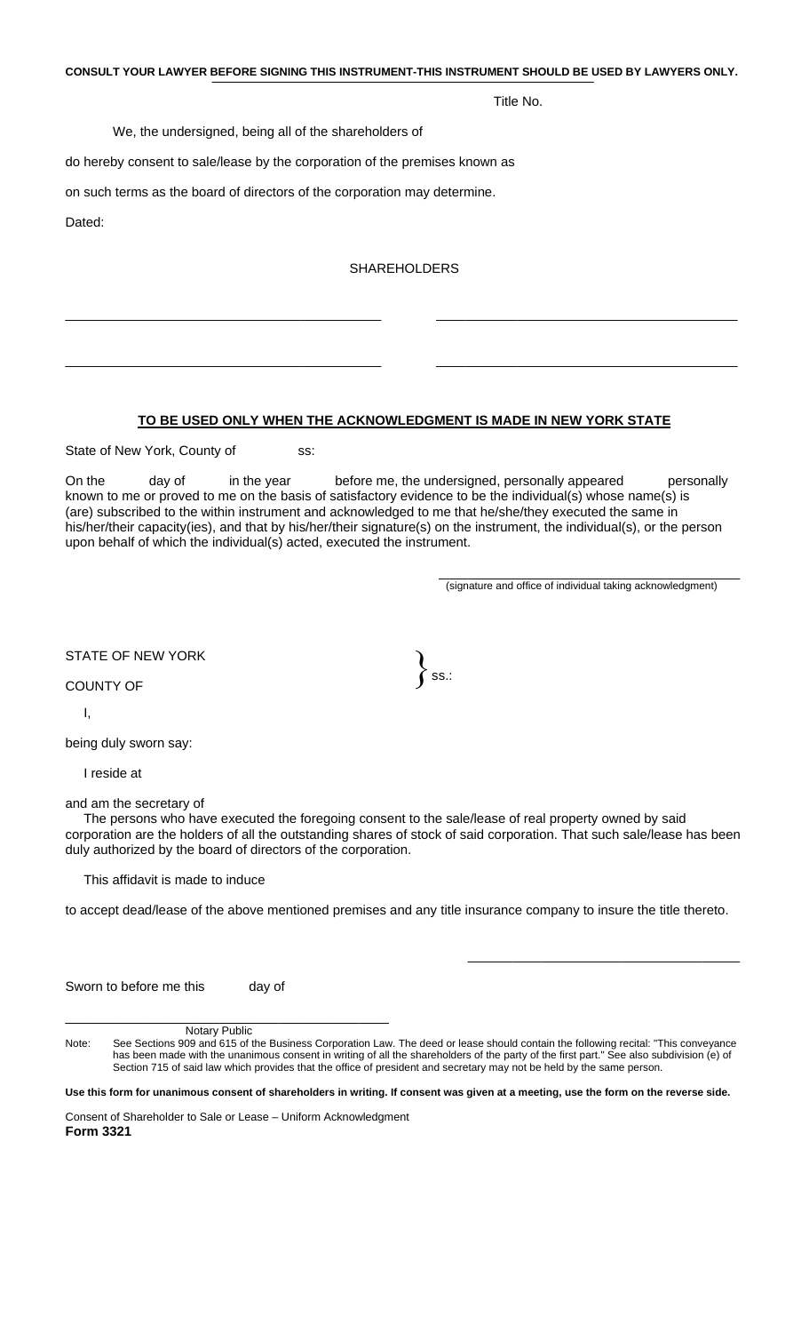**CONSULT YOUR LAWYER BEFORE SIGNING THIS INSTRUMENT-THIS INSTRUMENT SHOULD BE USED BY LAWYERS ONLY.**

Title No.

We, the undersigned, being all of the shareholders of

do hereby consent to sale/lease by the corporation of the premises known as

on such terms as the board of directors of the corporation may determine.

Dated:

SHAREHOLDERS

\_\_\_\_\_\_\_\_\_\_\_\_\_\_\_\_\_\_\_\_\_\_\_\_\_\_\_\_\_\_\_\_\_\_\_\_\_\_\_\_ \_\_\_\_\_\_\_\_\_\_\_\_\_\_\_\_\_\_\_\_\_\_\_\_\_\_\_\_\_\_\_\_\_\_\_\_\_\_\_\_

\_\_\_\_\_\_\_\_\_\_\_\_\_\_\_\_\_\_\_\_\_\_\_\_\_\_\_\_\_\_\_\_\_\_\_\_\_\_\_\_ \_\_\_\_\_\_\_\_\_\_\_\_\_\_\_\_\_\_\_\_\_\_\_\_\_\_\_\_\_\_\_\_\_\_\_\_\_\_\_\_

**TO BE USED ONLY WHEN THE ACKNOWLEDGMENT IS MADE IN NEW YORK STATE**

State of New York, County of ss:

On the day of in the year before me, the undersigned, personally appeared personally known to me or proved to me on the basis of satisfactory evidence to be the individual(s) whose name(s) is (are) subscribed to the within instrument and acknowledged to me that he/she/they executed the same in his/her/their capacity(ies), and that by his/her/their signature(s) on the instrument, the individual(s), or the person upon behalf of which the individual(s) acted, executed the instrument.

\_\_\_\_\_\_\_\_\_\_\_\_\_\_\_\_\_\_\_\_\_\_\_\_\_\_\_\_\_\_\_\_\_\_\_\_\_\_\_\_
(signature and office of individual taking acknowledgment)

STATE OF NEW YORK
COUNTY OF } ss.:

I,

being duly sworn say:

I reside at

and am the secretary of

The persons who have executed the foregoing consent to the sale/lease of real property owned by said corporation are the holders of all the outstanding shares of stock of said corporation. That such sale/lease has been duly authorized by the board of directors of the corporation.

This affidavit is made to induce

to accept dead/lease of the above mentioned premises and any title insurance company to insure the title thereto.

\_\_\_\_\_\_\_\_\_\_\_\_\_\_\_\_\_\_\_\_\_\_\_\_\_\_\_\_\_\_\_\_\_\_\_\_\_\_\_\_

Sworn to before me this day of

\_\_\_\_\_\_\_\_\_\_\_\_\_\_\_\_\_\_\_\_\_\_\_\_\_\_\_\_\_\_\_\_\_\_\_\_\_\_\_\_
Notary Public

Note: See Sections 909 and 615 of the Business Corporation Law. The deed or lease should contain the following recital: "This conveyance has been made with the unanimous consent in writing of all the shareholders of the party of the first part." See also subdivision (e) of Section 715 of said law which provides that the office of president and secretary may not be held by the same person.

**Use this form for unanimous consent of shareholders in writing. If consent was given at a meeting, use the form on the reverse side.**

Consent of Shareholder to Sale or Lease – Uniform Acknowledgment
**Form 3321**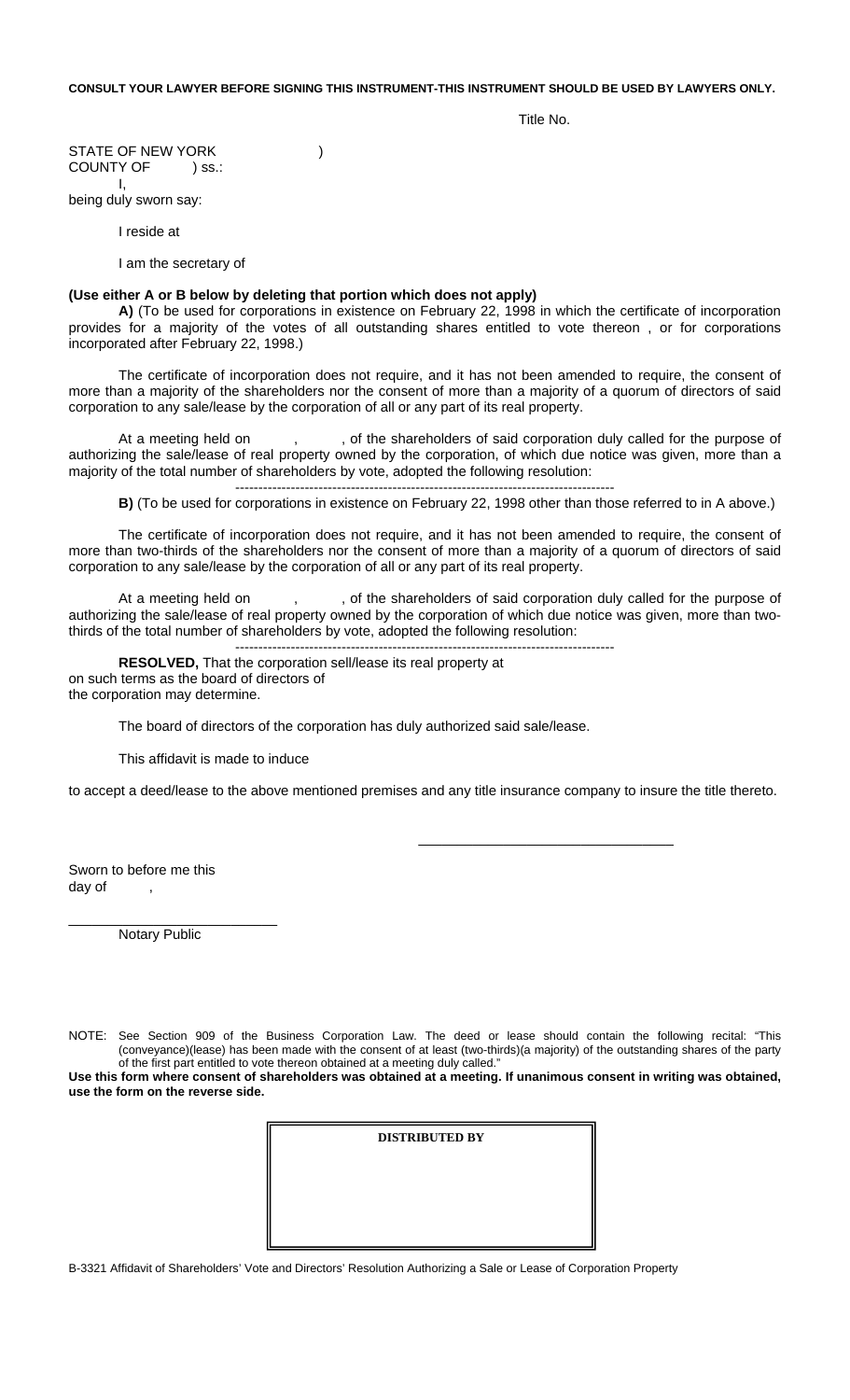**CONSULT YOUR LAWYER BEFORE SIGNING THIS INSTRUMENT-THIS INSTRUMENT SHOULD BE USED BY LAWYERS ONLY.**

Title No.

STATE OF NEW YORK )
COUNTY OF ) ss.:

I,
being duly sworn say:

I reside at

I am the secretary of

**(Use either A or B below by deleting that portion which does not apply)**

**A)** (To be used for corporations in existence on February 22, 1998 in which the certificate of incorporation provides for a majority of the votes of all outstanding shares entitled to vote thereon , or for corporations incorporated after February 22, 1998.)

The certificate of incorporation does not require, and it has not been amended to require, the consent of more than a majority of the shareholders nor the consent of more than a majority of a quorum of directors of said corporation to any sale/lease by the corporation of all or any part of its real property.

At a meeting held on , , of the shareholders of said corporation duly called for the purpose of authorizing the sale/lease of real property owned by the corporation, of which due notice was given, more than a majority of the total number of shareholders by vote, adopted the following resolution:

---

**B)** (To be used for corporations in existence on February 22, 1998 other than those referred to in A above.)

The certificate of incorporation does not require, and it has not been amended to require, the consent of more than two-thirds of the shareholders nor the consent of more than a majority of a quorum of directors of said corporation to any sale/lease by the corporation of all or any part of its real property.

At a meeting held on , , of the shareholders of said corporation duly called for the purpose of authorizing the sale/lease of real property owned by the corporation of which due notice was given, more than two-thirds of the total number of shareholders by vote, adopted the following resolution:

---

**RESOLVED,** That the corporation sell/lease its real property at
on such terms as the board of directors of
the corporation may determine.

The board of directors of the corporation has duly authorized said sale/lease.

This affidavit is made to induce

to accept a deed/lease to the above mentioned premises and any title insurance company to insure the title thereto.

\_\_\_\_\_\_\_\_\_\_\_\_\_\_\_\_\_\_\_\_\_\_\_\_\_\_\_\_\_\_\_\_

Sworn to before me this
day of ,

\_\_\_\_\_\_\_\_\_\_\_\_\_\_\_\_\_\_\_\_\_\_\_\_\_\_\_\_
Notary Public

NOTE: See Section 909 of the Business Corporation Law. The deed or lease should contain the following recital: "This (conveyance)(lease) has been made with the consent of at least (two-thirds)(a majority) of the outstanding shares of the party of the first part entitled to vote thereon obtained at a meeting duly called."

**Use this form where consent of shareholders was obtained at a meeting. If unanimous consent in writing was obtained, use the form on the reverse side.**

**DISTRIBUTED BY**

B-3321 Affidavit of Shareholders' Vote and Directors' Resolution Authorizing a Sale or Lease of Corporation Property